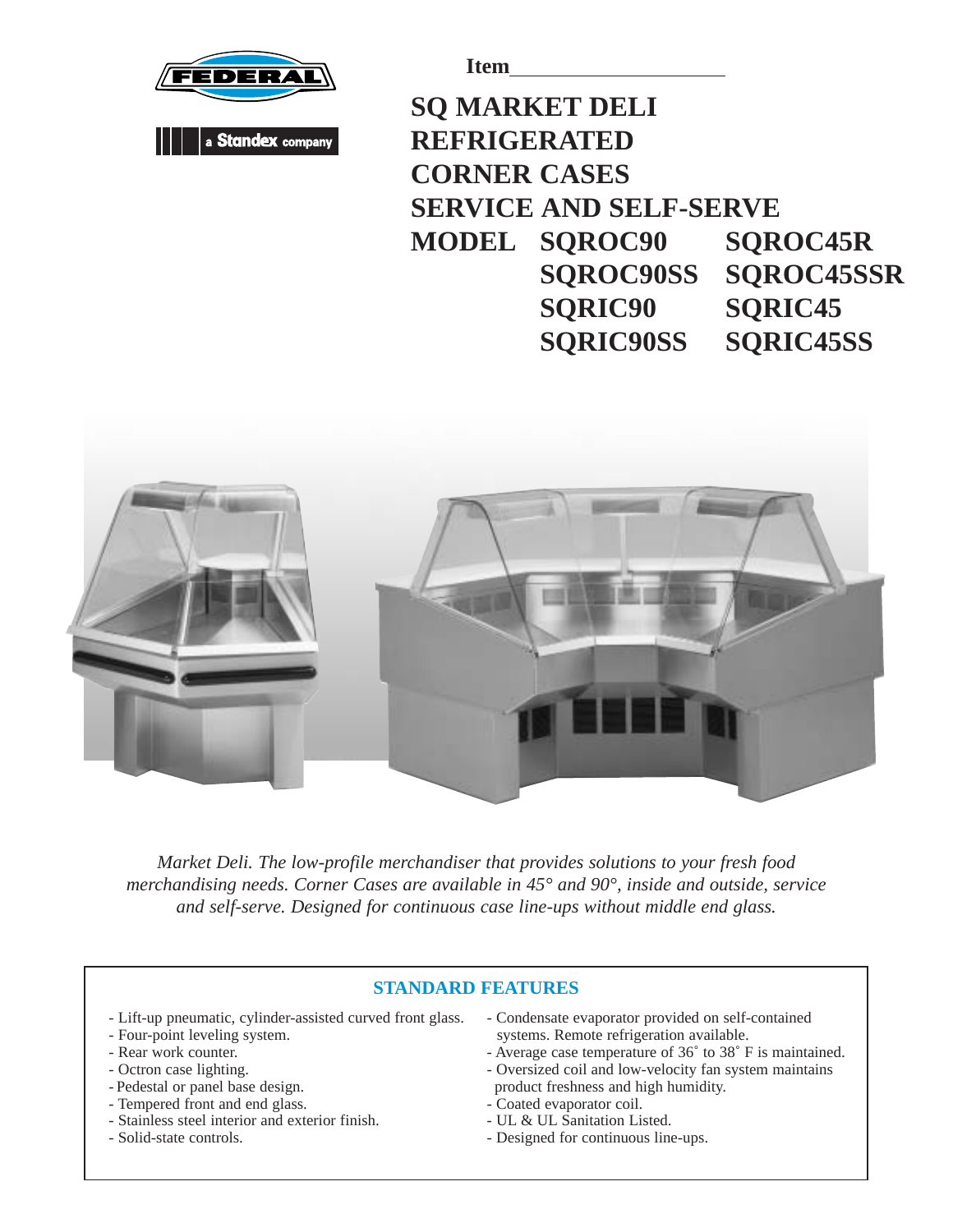Item____________________

# SQ MARKET DELI REFRIGERATED CORNER CASES SERVICE AND SELF-SERVE

## MODEL

| | |
|---|---|
| SQROC90 | SQROC45R |
| SQROC90SS | SQROC45SSR |
| SQRIC90 | SQRIC45 |
| SQRIC90SS | SQRIC45SS |

*Market Deli. The low-profile merchandiser that provides solutions to your fresh food merchandising needs. Corner Cases are available in 45° and 90°, inside and outside, service and self-serve. Designed for continuous case line-ups without middle end glass.*

## STANDARD FEATURES

- Lift-up pneumatic, cylinder-assisted curved front glass.
- Four-point leveling system.
- Rear work counter.
- Octron case lighting.
- Pedestal or panel base design.
- Tempered front and end glass.
- Stainless steel interior and exterior finish.
- Solid-state controls.
- Condensate evaporator provided on self-contained systems. Remote refrigeration available.
- Average case temperature of 36˚ to 38˚ F is maintained.
- Oversized coil and low-velocity fan system maintains product freshness and high humidity.
- Coated evaporator coil.
- UL & UL Sanitation Listed.
- Designed for continuous line-ups.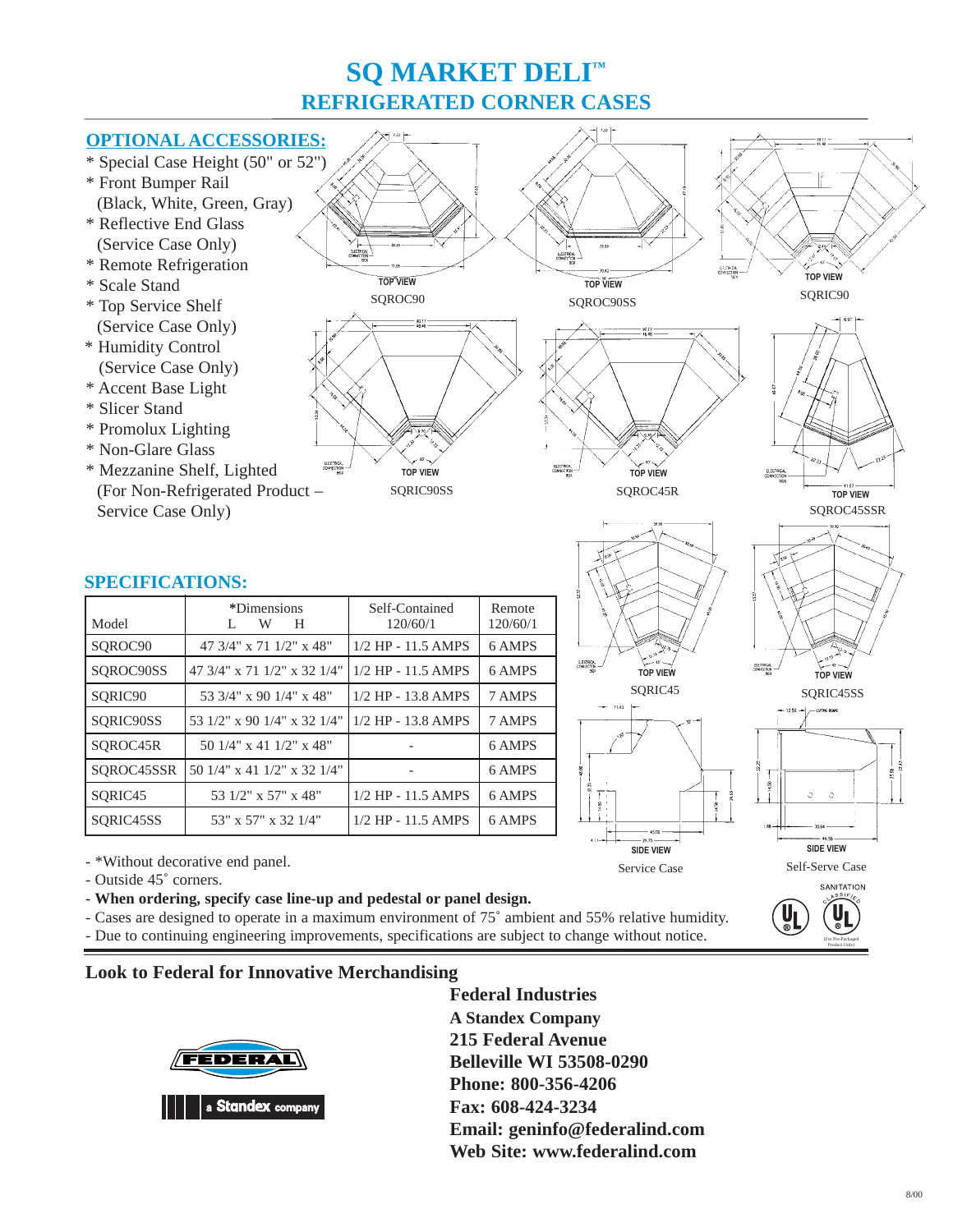# SQ MARKET DELI™
## REFRIGERATED CORNER CASES

## OPTIONAL ACCESSORIES:

* Special Case Height (50" or 52")
* Front Bumper Rail (Black, White, Green, Gray)
* Reflective End Glass (Service Case Only)
* Remote Refrigeration
* Scale Stand
* Top Service Shelf (Service Case Only)
* Humidity Control (Service Case Only)
* Accent Base Light
* Slicer Stand
* Promolux Lighting
* Non-Glare Glass
* Mezzanine Shelf, Lighted (For Non-Refrigerated Product – Service Case Only)

TOP VIEW
SQROC90

TOP VIEW
SQROC90SS

TOP VIEW
SQRIC90

TOP VIEW
SQRIC90SS

TOP VIEW
SQROC45R

TOP VIEW
SQROC45SSR

TOP VIEW
SQRIC45

TOP VIEW
SQRIC45SS

SIDE VIEW
Service Case

SIDE VIEW
Self-Serve Case

## SPECIFICATIONS:

| Model | *Dimensions L W H | Self-Contained 120/60/1 | Remote 120/60/1 |
|---|---|---|---|
| SQROC90 | 47 3/4" x 71 1/2" x 48" | 1/2 HP - 11.5 AMPS | 6 AMPS |
| SQROC90SS | 47 3/4" x 71 1/2" x 32 1/4" | 1/2 HP - 11.5 AMPS | 6 AMPS |
| SQRIC90 | 53 3/4" x 90 1/4" x 48" | 1/2 HP - 13.8 AMPS | 7 AMPS |
| SQRIC90SS | 53 1/2" x 90 1/4" x 32 1/4" | 1/2 HP - 13.8 AMPS | 7 AMPS |
| SQROC45R | 50 1/4" x 41 1/2" x 48" | - | 6 AMPS |
| SQROC45SSR | 50 1/4" x 41 1/2" x 32 1/4" | - | 6 AMPS |
| SQRIC45 | 53 1/2" x 57" x 48" | 1/2 HP - 11.5 AMPS | 6 AMPS |
| SQRIC45SS | 53" x 57" x 32 1/4" | 1/2 HP - 11.5 AMPS | 6 AMPS |

- *Without decorative end panel.
- Outside 45˚ corners.
- **When ordering, specify case line-up and pedestal or panel design.**
- Cases are designed to operate in a maximum environment of 75˚ ambient and 55% relative humidity.
- Due to continuing engineering improvements, specifications are subject to change without notice.

SANITATION CLASSIFIED (For Pre-Packaged Product Only)

**Look to Federal for Innovative Merchandising**

FEDERAL
a Standex company

**Federal Industries**
**A Standex Company**
**215 Federal Avenue**
**Belleville WI 53508-0290**
**Phone: 800-356-4206**
**Fax: 608-424-3234**
**Email: geninfo@federalind.com**
**Web Site: www.federalind.com**

8/00